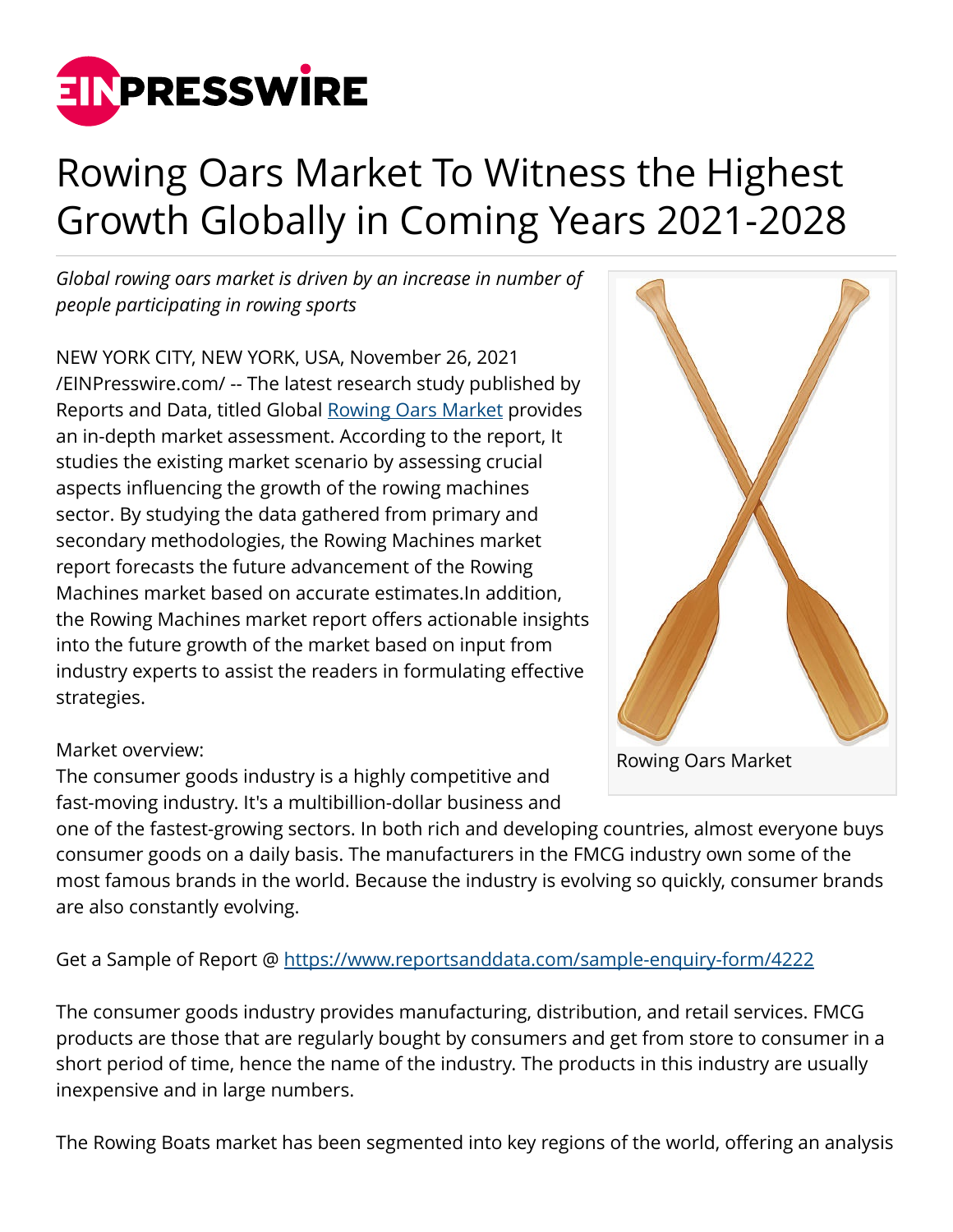# Rowing Oars Market To Witness the Highest Growth Globally in Coming Years 2021-2028

*Global rowing oars market is driven by an increase in number of people participating in rowing sports*

NEW YORK CITY, NEW YORK, USA, November 26, 2021 /EINPresswire.com/ -- The latest research study published by Reports and Data, titled Global [Rowing Oars Market](https://www.reportsanddata.com) provides an in-depth market assessment. According to the report, It studies the existing market scenario by assessing crucial aspects influencing the growth of the rowing machines sector. By studying the data gathered from primary and secondary methodologies, the Rowing Machines market report forecasts the future advancement of the Rowing Machines market based on accurate estimates.In addition, the Rowing Machines market report offers actionable insights into the future growth of the market based on input from industry experts to assist the readers in formulating effective strategies.

Rowing Oars Market

Market overview:
The consumer goods industry is a highly competitive and fast-moving industry. It's a multibillion-dollar business and one of the fastest-growing sectors. In both rich and developing countries, almost everyone buys consumer goods on a daily basis. The manufacturers in the FMCG industry own some of the most famous brands in the world. Because the industry is evolving so quickly, consumer brands are also constantly evolving.

Get a Sample of Report @ https://www.reportsanddata.com/sample-enquiry-form/4222

The consumer goods industry provides manufacturing, distribution, and retail services. FMCG products are those that are regularly bought by consumers and get from store to consumer in a short period of time, hence the name of the industry. The products in this industry are usually inexpensive and in large numbers.

The Rowing Boats market has been segmented into key regions of the world, offering an analysis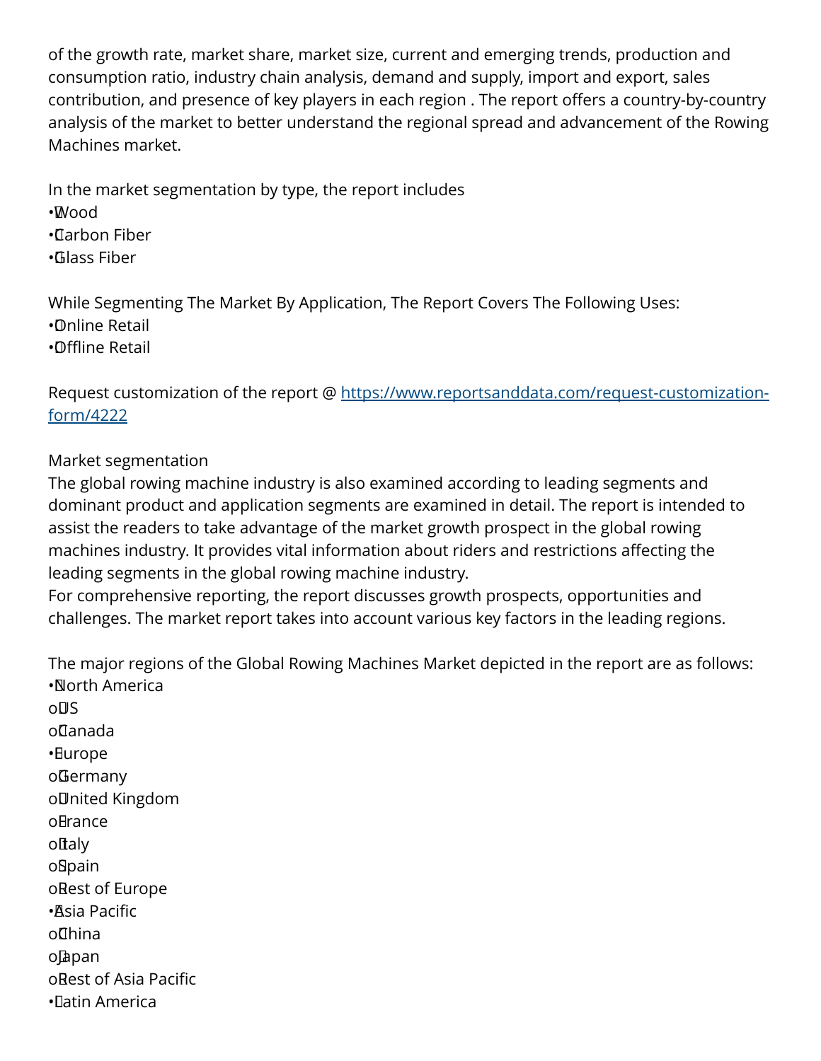of the growth rate, market share, market size, current and emerging trends, production and consumption ratio, industry chain analysis, demand and supply, import and export, sales contribution, and presence of key players in each region . The report offers a country-by-country analysis of the market to better understand the regional spread and advancement of the Rowing Machines market.

In the market segmentation by type, the report includes

- Wood
- Carbon Fiber
- Glass Fiber

While Segmenting The Market By Application, The Report Covers The Following Uses:

- Online Retail
- Offline Retail

Request customization of the report @ [https://www.reportsanddata.com/request-customization-form/4222](https://www.reportsanddata.com/request-customization-form/4222)

Market segmentation

The global rowing machine industry is also examined according to leading segments and dominant product and application segments are examined in detail. The report is intended to assist the readers to take advantage of the market growth prospect in the global rowing machines industry. It provides vital information about riders and restrictions affecting the leading segments in the global rowing machine industry.

For comprehensive reporting, the report discusses growth prospects, opportunities and challenges. The market report takes into account various key factors in the leading regions.

The major regions of the Global Rowing Machines Market depicted in the report are as follows:

- North America
  - US
  - Canada
- Europe
  - Germany
  - United Kingdom
  - France
  - Italy
  - Spain
  - Rest of Europe
- Asia Pacific
  - China
  - Japan
  - Rest of Asia Pacific
- Latin America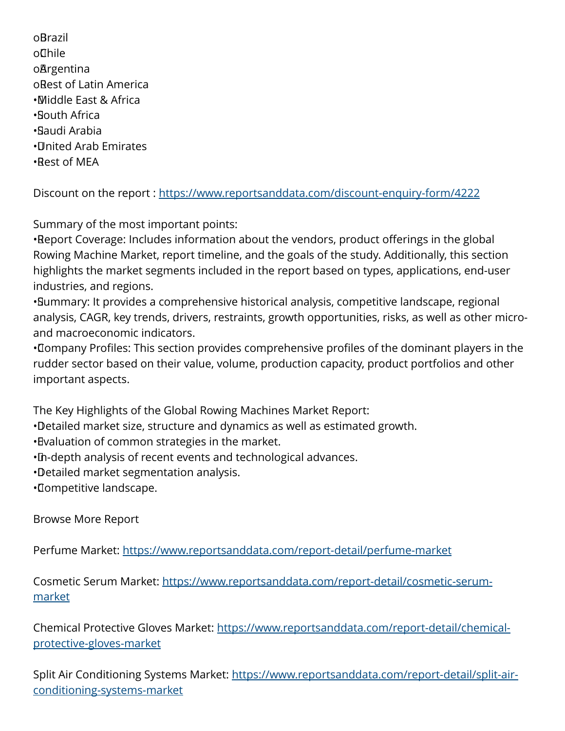- o Brazil
- o Chile
- o Argentina
- o Rest of Latin America
- Middle East & Africa
- South Africa
- Saudi Arabia
- United Arab Emirates
- Rest of MEA

Discount on the report : https://www.reportsanddata.com/discount-enquiry-form/4222

Summary of the most important points:

- Report Coverage: Includes information about the vendors, product offerings in the global Rowing Machine Market, report timeline, and the goals of the study. Additionally, this section highlights the market segments included in the report based on types, applications, end-user industries, and regions.
- Summary: It provides a comprehensive historical analysis, competitive landscape, regional analysis, CAGR, key trends, drivers, restraints, growth opportunities, risks, as well as other micro- and macroeconomic indicators.
- Company Profiles: This section provides comprehensive profiles of the dominant players in the rudder sector based on their value, volume, production capacity, product portfolios and other important aspects.

The Key Highlights of the Global Rowing Machines Market Report:

- Detailed market size, structure and dynamics as well as estimated growth.
- Evaluation of common strategies in the market.
- In-depth analysis of recent events and technological advances.
- Detailed market segmentation analysis.
- Competitive landscape.

Browse More Report

Perfume Market: https://www.reportsanddata.com/report-detail/perfume-market

Cosmetic Serum Market: https://www.reportsanddata.com/report-detail/cosmetic-serum-market

Chemical Protective Gloves Market: https://www.reportsanddata.com/report-detail/chemical-protective-gloves-market

Split Air Conditioning Systems Market: https://www.reportsanddata.com/report-detail/split-air-conditioning-systems-market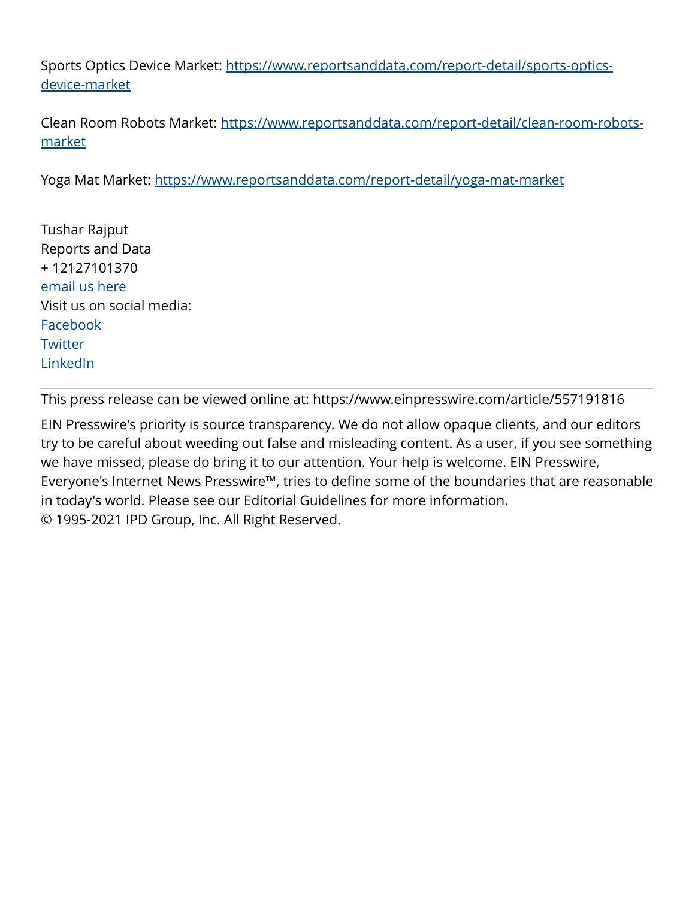Sports Optics Device Market: https://www.reportsanddata.com/report-detail/sports-optics-device-market

Clean Room Robots Market: https://www.reportsanddata.com/report-detail/clean-room-robots-market

Yoga Mat Market: https://www.reportsanddata.com/report-detail/yoga-mat-market

Tushar Rajput
Reports and Data
+ 12127101370
email us here
Visit us on social media:
Facebook
Twitter
LinkedIn

---

This press release can be viewed online at: https://www.einpresswire.com/article/557191816

EIN Presswire's priority is source transparency. We do not allow opaque clients, and our editors try to be careful about weeding out false and misleading content. As a user, if you see something we have missed, please do bring it to our attention. Your help is welcome. EIN Presswire, Everyone's Internet News Presswire™, tries to define some of the boundaries that are reasonable in today's world. Please see our Editorial Guidelines for more information.
© 1995-2021 IPD Group, Inc. All Right Reserved.